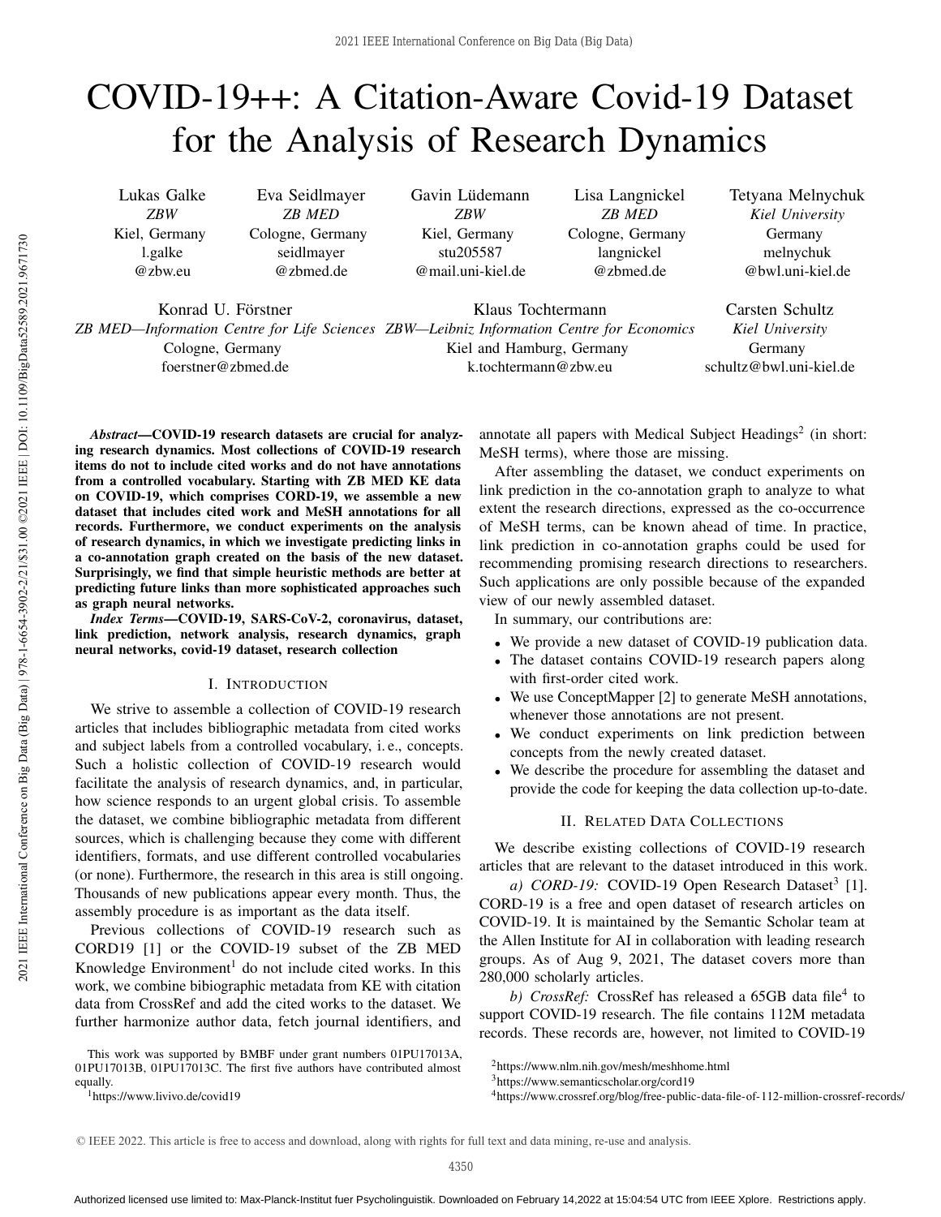# COVID-19++: A Citation-Aware Covid-19 Dataset for the Analysis of Research Dynamics

Lukas Galke, *ZBW*, Kiel, Germany, l.galke@zbw.eu

Eva Seidlmayer, *ZB MED*, Cologne, Germany, seidlmayer@zbmed.de

Gavin Lüdemann, *ZBW*, Kiel, Germany, stu205587@mail.uni-kiel.de

Lisa Langnickel, *ZB MED*, Cologne, Germany, langnickel@zbmed.de

Tetyana Melnychuk, *Kiel University*, Germany, melnychuk@bwl.uni-kiel.de

Konrad U. Förstner, *ZB MED—Information Centre for Life Sciences*, Cologne, Germany, foerstner@zbmed.de

Klaus Tochtermann, *ZBW—Leibniz Information Centre for Economics*, Kiel and Hamburg, Germany, k.tochtermann@zbw.eu

Carsten Schultz, *Kiel University*, Germany, schultz@bwl.uni-kiel.de

***Abstract*—COVID-19 research datasets are crucial for analyzing research dynamics. Most collections of COVID-19 research items do not to include cited works and do not have annotations from a controlled vocabulary. Starting with ZB MED KE data on COVID-19, which comprises CORD-19, we assemble a new dataset that includes cited work and MeSH annotations for all records. Furthermore, we conduct experiments on the analysis of research dynamics, in which we investigate predicting links in a co-annotation graph created on the basis of the new dataset. Surprisingly, we find that simple heuristic methods are better at predicting future links than more sophisticated approaches such as graph neural networks.**

***Index Terms*—COVID-19, SARS-CoV-2, coronavirus, dataset, link prediction, network analysis, research dynamics, graph neural networks, covid-19 dataset, research collection**

## I. Introduction

We strive to assemble a collection of COVID-19 research articles that includes bibliographic metadata from cited works and subject labels from a controlled vocabulary, i. e., concepts. Such a holistic collection of COVID-19 research would facilitate the analysis of research dynamics, and, in particular, how science responds to an urgent global crisis. To assemble the dataset, we combine bibliographic metadata from different sources, which is challenging because they come with different identifiers, formats, and use different controlled vocabularies (or none). Furthermore, the research in this area is still ongoing. Thousands of new publications appear every month. Thus, the assembly procedure is as important as the data itself.

Previous collections of COVID-19 research such as CORD19 [1] or the COVID-19 subset of the ZB MED Knowledge Environment[1] do not include cited works. In this work, we combine bibiographic metadata from KE with citation data from CrossRef and add the cited works to the dataset. We further harmonize author data, fetch journal identifiers, and annotate all papers with Medical Subject Headings[2] (in short: MeSH terms), where those are missing.

After assembling the dataset, we conduct experiments on link prediction in the co-annotation graph to analyze to what extent the research directions, expressed as the co-occurrence of MeSH terms, can be known ahead of time. In practice, link prediction in co-annotation graphs could be used for recommending promising research directions to researchers. Such applications are only possible because of the expanded view of our newly assembled dataset.

In summary, our contributions are:

- We provide a new dataset of COVID-19 publication data.
- The dataset contains COVID-19 research papers along with first-order cited work.
- We use ConceptMapper [2] to generate MeSH annotations, whenever those annotations are not present.
- We conduct experiments on link prediction between concepts from the newly created dataset.
- We describe the procedure for assembling the dataset and provide the code for keeping the data collection up-to-date.

## II. Related Data Collections

We describe existing collections of COVID-19 research articles that are relevant to the dataset introduced in this work.

*a) CORD-19:* COVID-19 Open Research Dataset[3] [1]. CORD-19 is a free and open dataset of research articles on COVID-19. It is maintained by the Semantic Scholar team at the Allen Institute for AI in collaboration with leading research groups. As of Aug 9, 2021, The dataset covers more than 280,000 scholarly articles.

*b) CrossRef:* CrossRef has released a 65GB data file[4] to support COVID-19 research. The file contains 112M metadata records. These records are, however, not limited to COVID-19

This work was supported by BMBF under grant numbers 01PU17013A, 01PU17013B, 01PU17013C. The first five authors have contributed almost equally.

[1] https://www.livivo.de/covid19

[2] https://www.nlm.nih.gov/mesh/meshhome.html

[3] https://www.semanticscholar.org/cord19

[4] https://www.crossref.org/blog/free-public-data-file-of-112-million-crossref-records/

© IEEE 2022. This article is free to access and download, along with rights for full text and data mining, re-use and analysis.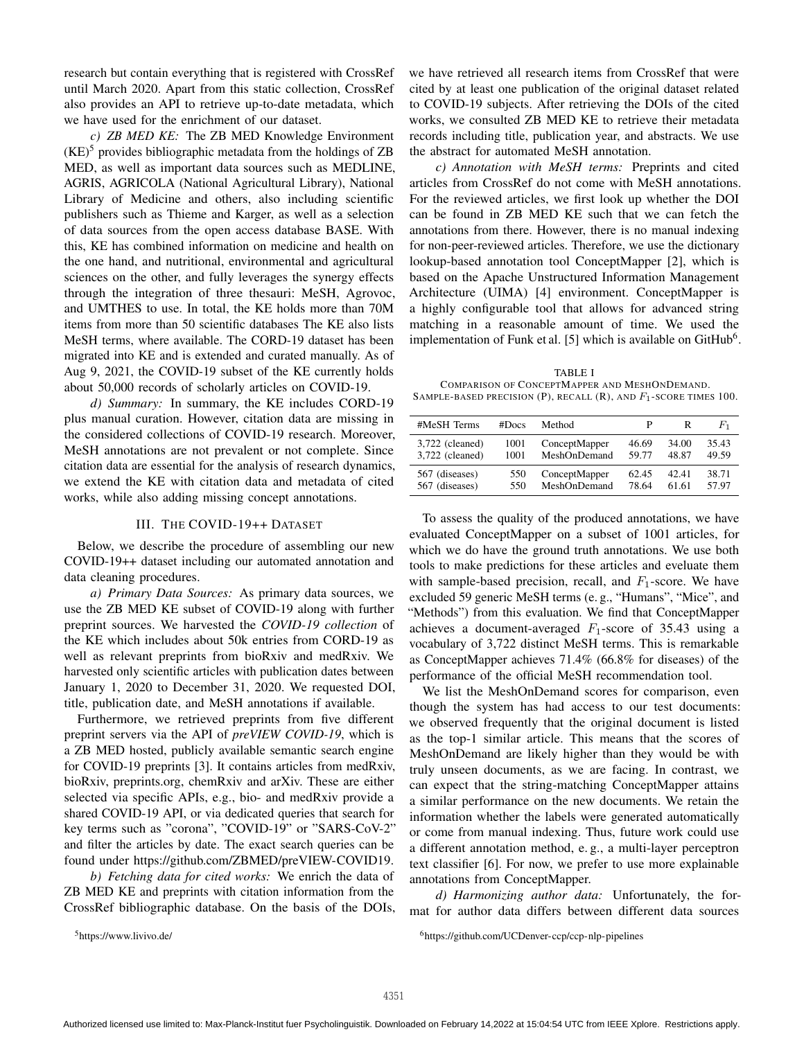research but contain everything that is registered with CrossRef until March 2020. Apart from this static collection, CrossRef also provides an API to retrieve up-to-date metadata, which we have used for the enrichment of our dataset.

*c) ZB MED KE:* The ZB MED Knowledge Environment (KE)[5] provides bibliographic metadata from the holdings of ZB MED, as well as important data sources such as MEDLINE, AGRIS, AGRICOLA (National Agricultural Library), National Library of Medicine and others, also including scientific publishers such as Thieme and Karger, as well as a selection of data sources from the open access database BASE. With this, KE has combined information on medicine and health on the one hand, and nutritional, environmental and agricultural sciences on the other, and fully leverages the synergy effects through the integration of three thesauri: MeSH, Agrovoc, and UMTHES to use. In total, the KE holds more than 70M items from more than 50 scientific databases The KE also lists MeSH terms, where available. The CORD-19 dataset has been migrated into KE and is extended and curated manually. As of Aug 9, 2021, the COVID-19 subset of the KE currently holds about 50,000 records of scholarly articles on COVID-19.

*d) Summary:* In summary, the KE includes CORD-19 plus manual curation. However, citation data are missing in the considered collections of COVID-19 research. Moreover, MeSH annotations are not prevalent or not complete. Since citation data are essential for the analysis of research dynamics, we extend the KE with citation data and metadata of cited works, while also adding missing concept annotations.

## III. The COVID-19++ Dataset

Below, we describe the procedure of assembling our new COVID-19++ dataset including our automated annotation and data cleaning procedures.

*a) Primary Data Sources:* As primary data sources, we use the ZB MED KE subset of COVID-19 along with further preprint sources. We harvested the ***COVID-19 collection*** of the KE which includes about 50k entries from CORD-19 as well as relevant preprints from bioRxiv and medRxiv. We harvested only scientific articles with publication dates between January 1, 2020 to December 31, 2020. We requested DOI, title, publication date, and MeSH annotations if available.

Furthermore, we retrieved preprints from five different preprint servers via the API of ***preVIEW COVID-19***, which is a ZB MED hosted, publicly available semantic search engine for COVID-19 preprints [3]. It contains articles from medRxiv, bioRxiv, preprints.org, chemRxiv and arXiv. These are either selected via specific APIs, e.g., bio- and medRxiv provide a shared COVID-19 API, or via dedicated queries that search for key terms such as "corona", "COVID-19" or "SARS-CoV-2" and filter the articles by date. The exact search queries can be found under https://github.com/ZBMED/preVIEW-COVID19.

*b) Fetching data for cited works:* We enrich the data of ZB MED KE and preprints with citation information from the CrossRef bibliographic database. On the basis of the DOIs, we have retrieved all research items from CrossRef that were cited by at least one publication of the original dataset related to COVID-19 subjects. After retrieving the DOIs of the cited works, we consulted ZB MED KE to retrieve their metadata records including title, publication year, and abstracts. We use the abstract for automated MeSH annotation.

*c) Annotation with MeSH terms:* Preprints and cited articles from CrossRef do not come with MeSH annotations. For the reviewed articles, we first look up whether the DOI can be found in ZB MED KE such that we can fetch the annotations from there. However, there is no manual indexing for non-peer-reviewed articles. Therefore, we use the dictionary lookup-based annotation tool ConceptMapper [2], which is based on the Apache Unstructured Information Management Architecture (UIMA) [4] environment. ConceptMapper is a highly configurable tool that allows for advanced string matching in a reasonable amount of time. We used the implementation of Funk et al. [5] which is available on GitHub[6].

TABLE I
Comparison of ConceptMapper and MeshOnDemand.
Sample-based precision (P), recall (R), and $F_1$-score times 100.

| #MeSH Terms | #Docs | Method | P | R | $F_1$ |
|---|---|---|---|---|---|
| 3,722 (cleaned) | 1001 | ConceptMapper | 46.69 | 34.00 | 35.43 |
| 3,722 (cleaned) | 1001 | MeshOnDemand | 59.77 | 48.87 | 49.59 |
| 567 (diseases) | 550 | ConceptMapper | 62.45 | 42.41 | 38.71 |
| 567 (diseases) | 550 | MeshOnDemand | 78.64 | 61.61 | 57.97 |

To assess the quality of the produced annotations, we have evaluated ConceptMapper on a subset of 1001 articles, for which we do have the ground truth annotations. We use both tools to make predictions for these articles and eveluate them with sample-based precision, recall, and $F_1$-score. We have excluded 59 generic MeSH terms (e. g., "Humans", "Mice", and "Methods") from this evaluation. We find that ConceptMapper achieves a document-averaged $F_1$-score of 35.43 using a vocabulary of 3,722 distinct MeSH terms. This is remarkable as ConceptMapper achieves 71.4% (66.8% for diseases) of the performance of the official MeSH recommendation tool.

We list the MeshOnDemand scores for comparison, even though the system has had access to our test documents: we observed frequently that the original document is listed as the top-1 similar article. This means that the scores of MeshOnDemand are likely higher than they would be with truly unseen documents, as we are facing. In contrast, we can expect that the string-matching ConceptMapper attains a similar performance on the new documents. We retain the information whether the labels were generated automatically or come from manual indexing. Thus, future work could use a different annotation method, e. g., a multi-layer perceptron text classifier [6]. For now, we prefer to use more explainable annotations from ConceptMapper.

*d) Harmonizing author data:* Unfortunately, the format for author data differs between different data sources

[5] https://www.livivo.de/

[6] https://github.com/UCDenver-ccp/ccp-nlp-pipelines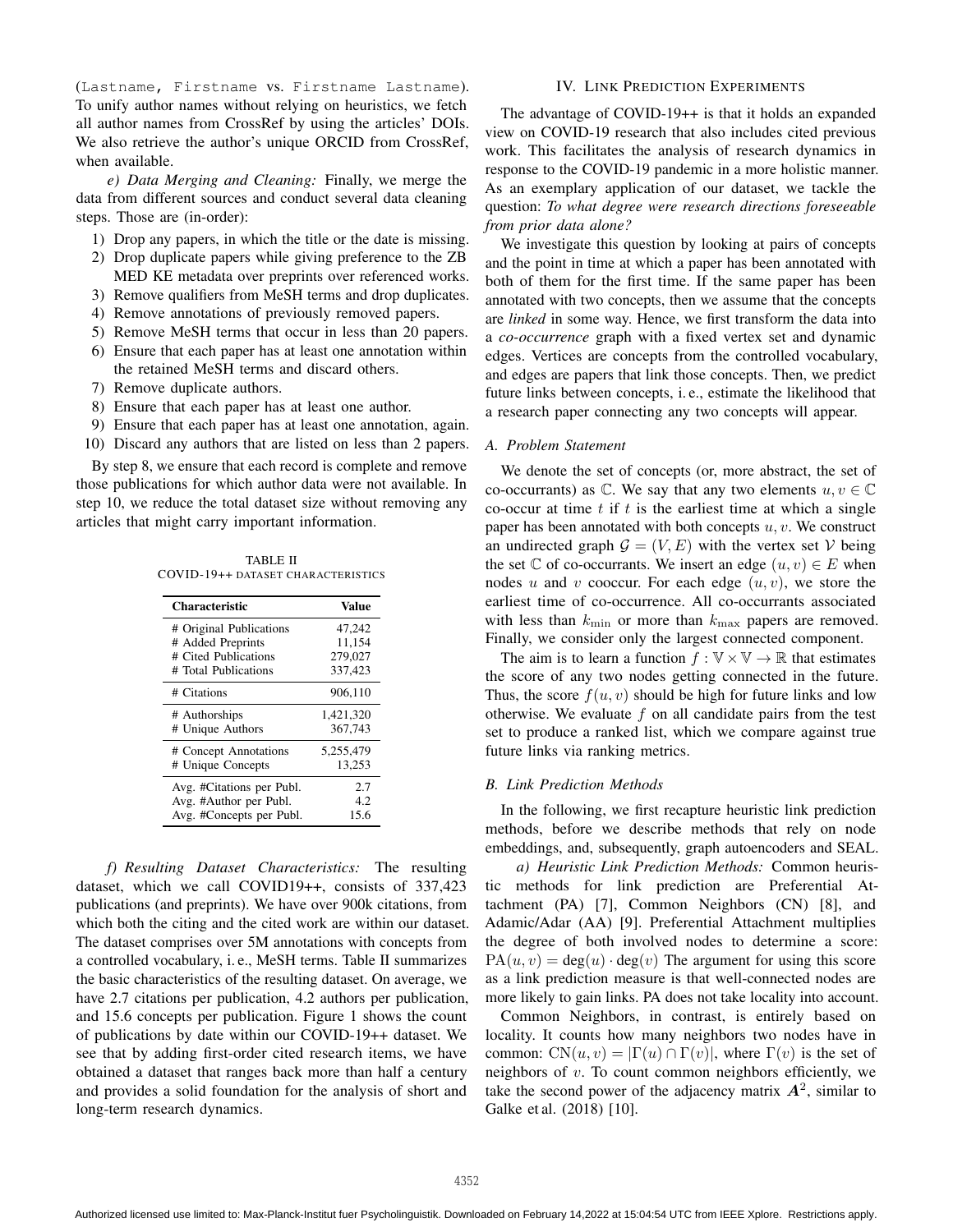(Lastname, Firstname vs. Firstname Lastname). To unify author names without relying on heuristics, we fetch all author names from CrossRef by using the articles' DOIs. We also retrieve the author's unique ORCID from CrossRef, when available.

*e) Data Merging and Cleaning:* Finally, we merge the data from different sources and conduct several data cleaning steps. Those are (in-order):

1) Drop any papers, in which the title or the date is missing.
2) Drop duplicate papers while giving preference to the ZB MED KE metadata over preprints over referenced works.
3) Remove qualifiers from MeSH terms and drop duplicates.
4) Remove annotations of previously removed papers.
5) Remove MeSH terms that occur in less than 20 papers.
6) Ensure that each paper has at least one annotation within the retained MeSH terms and discard others.
7) Remove duplicate authors.
8) Ensure that each paper has at least one author.
9) Ensure that each paper has at least one annotation, again.
10) Discard any authors that are listed on less than 2 papers.

By step 8, we ensure that each record is complete and remove those publications for which author data were not available. In step 10, we reduce the total dataset size without removing any articles that might carry important information.

TABLE II
COVID-19++ DATASET CHARACTERISTICS

| Characteristic | Value |
|---|---|
| # Original Publications | 47,242 |
| # Added Preprints | 11,154 |
| # Cited Publications | 279,027 |
| # Total Publications | 337,423 |
| # Citations | 906,110 |
| # Authorships | 1,421,320 |
| # Unique Authors | 367,743 |
| # Concept Annotations | 5,255,479 |
| # Unique Concepts | 13,253 |
| Avg. #Citations per Publ. | 2.7 |
| Avg. #Author per Publ. | 4.2 |
| Avg. #Concepts per Publ. | 15.6 |

*f) Resulting Dataset Characteristics:* The resulting dataset, which we call COVID19++, consists of 337,423 publications (and preprints). We have over 900k citations, from which both the citing and the cited work are within our dataset. The dataset comprises over 5M annotations with concepts from a controlled vocabulary, i. e., MeSH terms. Table II summarizes the basic characteristics of the resulting dataset. On average, we have 2.7 citations per publication, 4.2 authors per publication, and 15.6 concepts per publication. Figure 1 shows the count of publications by date within our COVID-19++ dataset. We see that by adding first-order cited research items, we have obtained a dataset that ranges back more than half a century and provides a solid foundation for the analysis of short and long-term research dynamics.

## IV. Link Prediction Experiments

The advantage of COVID-19++ is that it holds an expanded view on COVID-19 research that also includes cited previous work. This facilitates the analysis of research dynamics in response to the COVID-19 pandemic in a more holistic manner. As an exemplary application of our dataset, we tackle the question: *To what degree were research directions foreseeable from prior data alone?*

We investigate this question by looking at pairs of concepts and the point in time at which a paper has been annotated with both of them for the first time. If the same paper has been annotated with two concepts, then we assume that the concepts are *linked* in some way. Hence, we first transform the data into a *co-occurrence* graph with a fixed vertex set and dynamic edges. Vertices are concepts from the controlled vocabulary, and edges are papers that link those concepts. Then, we predict future links between concepts, i. e., estimate the likelihood that a research paper connecting any two concepts will appear.

### A. Problem Statement

We denote the set of concepts (or, more abstract, the set of co-occurrants) as $\mathbb{C}$. We say that any two elements $u, v \in \mathbb{C}$ co-occur at time $t$ if $t$ is the earliest time at which a single paper has been annotated with both concepts $u, v$. We construct an undirected graph $\mathcal{G} = (V, E)$ with the vertex set $\mathcal{V}$ being the set $\mathbb{C}$ of co-occurrants. We insert an edge $(u, v) \in E$ when nodes $u$ and $v$ cooccur. For each edge $(u, v)$, we store the earliest time of co-occurrence. All co-occurrants associated with less than $k_{\min}$ or more than $k_{\max}$ papers are removed. Finally, we consider only the largest connected component.

The aim is to learn a function $f : \mathbb{V} \times \mathbb{V} \to \mathbb{R}$ that estimates the score of any two nodes getting connected in the future. Thus, the score $f(u, v)$ should be high for future links and low otherwise. We evaluate $f$ on all candidate pairs from the test set to produce a ranked list, which we compare against true future links via ranking metrics.

### B. Link Prediction Methods

In the following, we first recapture heuristic link prediction methods, before we describe methods that rely on node embeddings, and, subsequently, graph autoencoders and SEAL.

*a) Heuristic Link Prediction Methods:* Common heuristic methods for link prediction are Preferential Attachment (PA) [7], Common Neighbors (CN) [8], and Adamic/Adar (AA) [9]. Preferential Attachment multiplies the degree of both involved nodes to determine a score: $\mathrm{PA}(u, v) = \deg(u) \cdot \deg(v)$ The argument for using this score as a link prediction measure is that well-connected nodes are more likely to gain links. PA does not take locality into account.

Common Neighbors, in contrast, is entirely based on locality. It counts how many neighbors two nodes have in common: $\mathrm{CN}(u, v) = |\Gamma(u) \cap \Gamma(v)|$, where $\Gamma(v)$ is the set of neighbors of $v$. To count common neighbors efficiently, we take the second power of the adjacency matrix $\boldsymbol{A}^2$, similar to Galke et al. (2018) [10].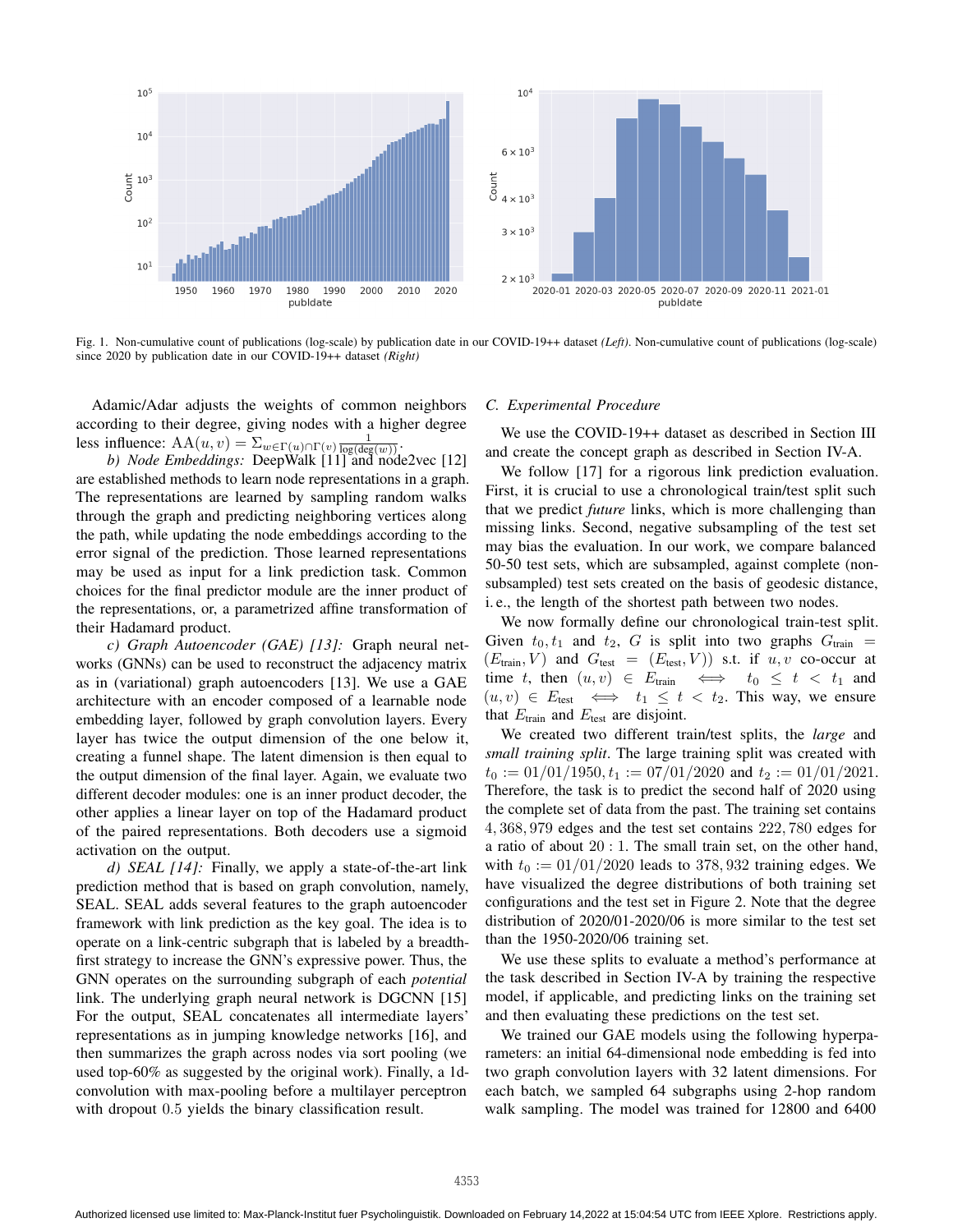Fig. 1. Non-cumulative count of publications (log-scale) by publication date in our COVID-19++ dataset *(Left)*. Non-cumulative count of publications (log-scale) since 2020 by publication date in our COVID-19++ dataset *(Right)*

Adamic/Adar adjusts the weights of common neighbors according to their degree, giving nodes with a higher degree less influence: $\text{AA}(u,v) = \Sigma_{w \in \Gamma(u) \cap \Gamma(v)} \frac{1}{\log(\deg(w))}$.

*b) Node Embeddings:* DeepWalk [11] and node2vec [12] are established methods to learn node representations in a graph. The representations are learned by sampling random walks through the graph and predicting neighboring vertices along the path, while updating the node embeddings according to the error signal of the prediction. Those learned representations may be used as input for a link prediction task. Common choices for the final predictor module are the inner product of the representations, or, a parametrized affine transformation of their Hadamard product.

*c) Graph Autoencoder (GAE) [13]:* Graph neural networks (GNNs) can be used to reconstruct the adjacency matrix as in (variational) graph autoencoders [13]. We use a GAE architecture with an encoder composed of a learnable node embedding layer, followed by graph convolution layers. Every layer has twice the output dimension of the one below it, creating a funnel shape. The latent dimension is then equal to the output dimension of the final layer. Again, we evaluate two different decoder modules: one is an inner product decoder, the other applies a linear layer on top of the Hadamard product of the paired representations. Both decoders use a sigmoid activation on the output.

*d) SEAL [14]:* Finally, we apply a state-of-the-art link prediction method that is based on graph convolution, namely, SEAL. SEAL adds several features to the graph autoencoder framework with link prediction as the key goal. The idea is to operate on a link-centric subgraph that is labeled by a breadth-first strategy to increase the GNN's expressive power. Thus, the GNN operates on the surrounding subgraph of each *potential* link. The underlying graph neural network is DGCNN [15] For the output, SEAL concatenates all intermediate layers' representations as in jumping knowledge networks [16], and then summarizes the graph across nodes via sort pooling (we used top-60% as suggested by the original work). Finally, a 1d-convolution with max-pooling before a multilayer perceptron with dropout 0.5 yields the binary classification result.

### C. Experimental Procedure

We use the COVID-19++ dataset as described in Section III and create the concept graph as described in Section IV-A.

We follow [17] for a rigorous link prediction evaluation. First, it is crucial to use a chronological train/test split such that we predict *future* links, which is more challenging than missing links. Second, negative subsampling of the test set may bias the evaluation. In our work, we compare balanced 50-50 test sets, which are subsampled, against complete (non-subsampled) test sets created on the basis of geodesic distance, i. e., the length of the shortest path between two nodes.

We now formally define our chronological train-test split. Given $t_0, t_1$ and $t_2$, $G$ is split into two graphs $G_{\text{train}} = (E_{\text{train}}, V)$ and $G_{\text{test}} = (E_{\text{test}}, V))$ s.t. if $u, v$ co-occur at time $t$, then $(u, v) \in E_{\text{train}} \iff t_0 \leq t < t_1$ and $(u, v) \in E_{\text{test}} \iff t_1 \leq t < t_2$. This way, we ensure that $E_{\text{train}}$ and $E_{\text{test}}$ are disjoint.

We created two different train/test splits, the *large* and *small training split*. The large training split was created with $t_0 := 01/01/1950, t_1 := 07/01/2020$ and $t_2 := 01/01/2021$. Therefore, the task is to predict the second half of 2020 using the complete set of data from the past. The training set contains $4,368,979$ edges and the test set contains $222,780$ edges for a ratio of about $20:1$. The small train set, on the other hand, with $t_0 := 01/01/2020$ leads to $378,932$ training edges. We have visualized the degree distributions of both training set configurations and the test set in Figure 2. Note that the degree distribution of 2020/01-2020/06 is more similar to the test set than the 1950-2020/06 training set.

We use these splits to evaluate a method's performance at the task described in Section IV-A by training the respective model, if applicable, and predicting links on the training set and then evaluating these predictions on the test set.

We trained our GAE models using the following hyperparameters: an initial 64-dimensional node embedding is fed into two graph convolution layers with 32 latent dimensions. For each batch, we sampled 64 subgraphs using 2-hop random walk sampling. The model was trained for 12800 and 6400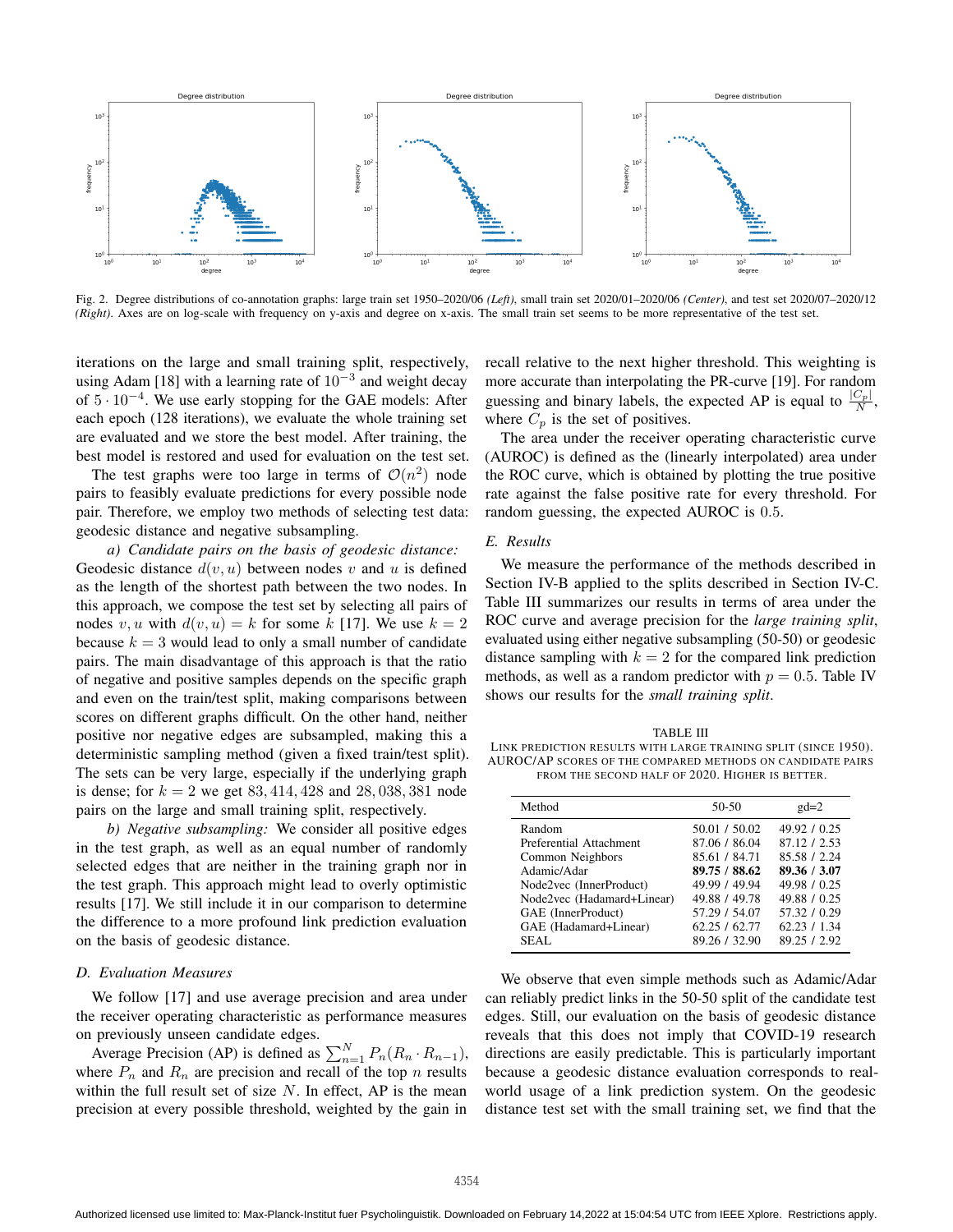Fig. 2. Degree distributions of co-annotation graphs: large train set 1950–2020/06 *(Left)*, small train set 2020/01–2020/06 *(Center)*, and test set 2020/07–2020/12 *(Right)*. Axes are on log-scale with frequency on y-axis and degree on x-axis. The small train set seems to be more representative of the test set.

iterations on the large and small training split, respectively, using Adam [18] with a learning rate of $10^{-3}$ and weight decay of $5 \cdot 10^{-4}$. We use early stopping for the GAE models: After each epoch (128 iterations), we evaluate the whole training set are evaluated and we store the best model. After training, the best model is restored and used for evaluation on the test set.

The test graphs were too large in terms of $\mathcal{O}(n^2)$ node pairs to feasibly evaluate predictions for every possible node pair. Therefore, we employ two methods of selecting test data: geodesic distance and negative subsampling.

*a) Candidate pairs on the basis of geodesic distance:* Geodesic distance $d(v, u)$ between nodes $v$ and $u$ is defined as the length of the shortest path between the two nodes. In this approach, we compose the test set by selecting all pairs of nodes $v, u$ with $d(v, u) = k$ for some $k$ [17]. We use $k = 2$ because $k = 3$ would lead to only a small number of candidate pairs. The main disadvantage of this approach is that the ratio of negative and positive samples depends on the specific graph and even on the train/test split, making comparisons between scores on different graphs difficult. On the other hand, neither positive nor negative edges are subsampled, making this a deterministic sampling method (given a fixed train/test split). The sets can be very large, especially if the underlying graph is dense; for $k = 2$ we get $83, 414, 428$ and $28, 038, 381$ node pairs on the large and small training split, respectively.

*b) Negative subsampling:* We consider all positive edges in the test graph, as well as an equal number of randomly selected edges that are neither in the training graph nor in the test graph. This approach might lead to overly optimistic results [17]. We still include it in our comparison to determine the difference to a more profound link prediction evaluation on the basis of geodesic distance.

### D. Evaluation Measures

We follow [17] and use average precision and area under the receiver operating characteristic as performance measures on previously unseen candidate edges.

Average Precision (AP) is defined as $\sum_{n=1}^{N} P_n(R_n \cdot R_{n-1})$, where $P_n$ and $R_n$ are precision and recall of the top $n$ results within the full result set of size $N$. In effect, AP is the mean precision at every possible threshold, weighted by the gain in recall relative to the next higher threshold. This weighting is more accurate than interpolating the PR-curve [19]. For random guessing and binary labels, the expected AP is equal to $\frac{|C_p|}{N}$, where $C_p$ is the set of positives.

The area under the receiver operating characteristic curve (AUROC) is defined as the (linearly interpolated) area under the ROC curve, which is obtained by plotting the true positive rate against the false positive rate for every threshold. For random guessing, the expected AUROC is $0.5$.

### E. Results

We measure the performance of the methods described in Section IV-B applied to the splits described in Section IV-C. Table III summarizes our results in terms of area under the ROC curve and average precision for the *large training split*, evaluated using either negative subsampling (50-50) or geodesic distance sampling with $k = 2$ for the compared link prediction methods, as well as a random predictor with $p = 0.5$. Table IV shows our results for the *small training split*.

TABLE III
LINK PREDICTION RESULTS WITH LARGE TRAINING SPLIT (SINCE 1950). AUROC/AP SCORES OF THE COMPARED METHODS ON CANDIDATE PAIRS FROM THE SECOND HALF OF 2020. HIGHER IS BETTER.

| Method | 50-50 | gd=2 |
|---|---|---|
| Random | 50.01 / 50.02 | 49.92 / 0.25 |
| Preferential Attachment | 87.06 / 86.04 | 87.12 / 2.53 |
| Common Neighbors | 85.61 / 84.71 | 85.58 / 2.24 |
| Adamic/Adar | **89.75 / 88.62** | **89.36 / 3.07** |
| Node2vec (InnerProduct) | 49.99 / 49.94 | 49.98 / 0.25 |
| Node2vec (Hadamard+Linear) | 49.88 / 49.78 | 49.88 / 0.25 |
| GAE (InnerProduct) | 57.29 / 54.07 | 57.32 / 0.29 |
| GAE (Hadamard+Linear) | 62.25 / 62.77 | 62.23 / 1.34 |
| SEAL | 89.26 / 32.90 | 89.25 / 2.92 |

We observe that even simple methods such as Adamic/Adar can reliably predict links in the 50-50 split of the candidate test edges. Still, our evaluation on the basis of geodesic distance reveals that this does not imply that COVID-19 research directions are easily predictable. This is particularly important because a geodesic distance evaluation corresponds to real-world usage of a link prediction system. On the geodesic distance test set with the small training set, we find that the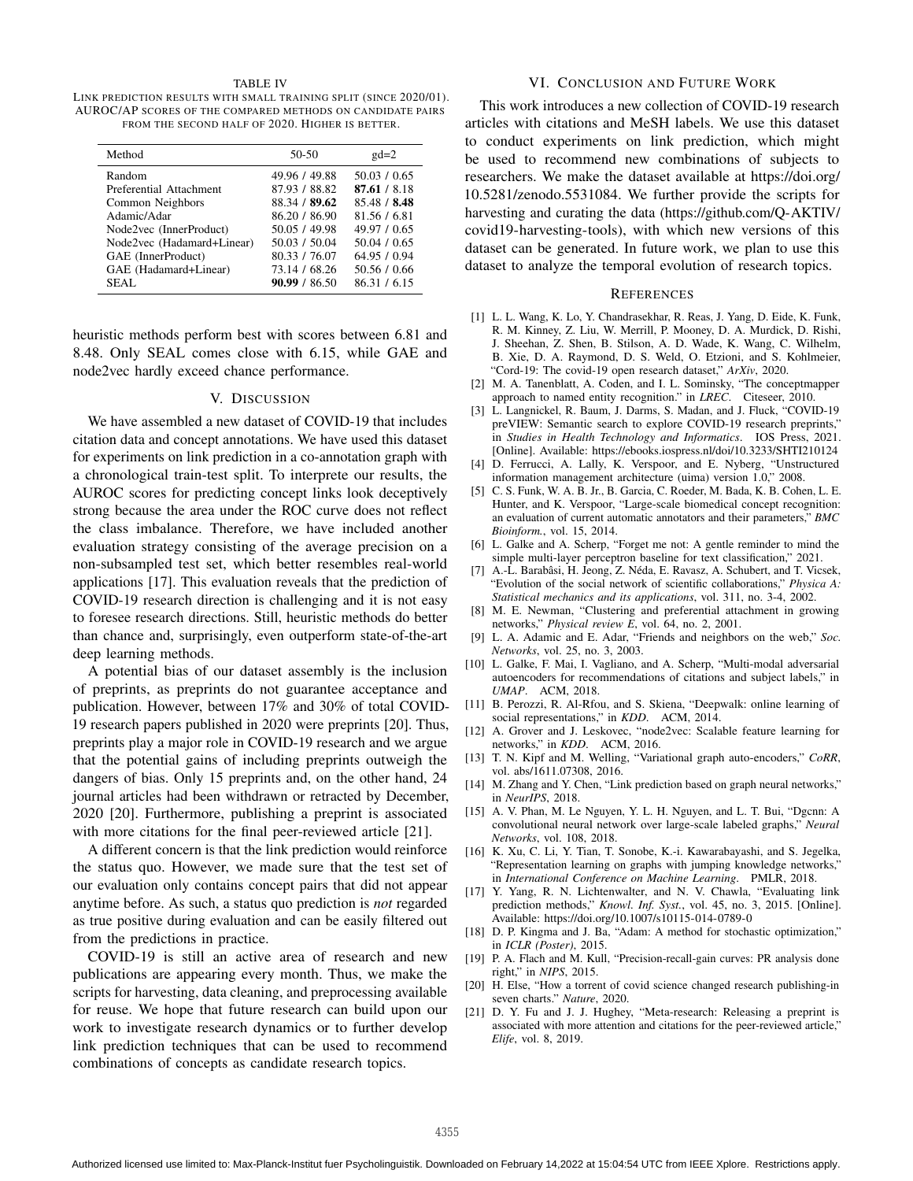TABLE IV

LINK PREDICTION RESULTS WITH SMALL TRAINING SPLIT (SINCE 2020/01). AUROC/AP SCORES OF THE COMPARED METHODS ON CANDIDATE PAIRS FROM THE SECOND HALF OF 2020. HIGHER IS BETTER.

| Method | 50-50 | gd=2 |
|---|---|---|
| Random | 49.96 / 49.88 | 50.03 / 0.65 |
| Preferential Attachment | 87.93 / 88.82 | **87.61** / 8.18 |
| Common Neighbors | 88.34 / **89.62** | 85.48 / **8.48** |
| Adamic/Adar | 86.20 / 86.90 | 81.56 / 6.81 |
| Node2vec (InnerProduct) | 50.05 / 49.98 | 49.97 / 0.65 |
| Node2vec (Hadamard+Linear) | 50.03 / 50.04 | 50.04 / 0.65 |
| GAE (InnerProduct) | 80.33 / 76.07 | 64.95 / 0.94 |
| GAE (Hadamard+Linear) | 73.14 / 68.26 | 50.56 / 0.66 |
| SEAL | **90.99** / 86.50 | 86.31 / 6.15 |

heuristic methods perform best with scores between 6.81 and 8.48. Only SEAL comes close with 6.15, while GAE and node2vec hardly exceed chance performance.

## V. Discussion

We have assembled a new dataset of COVID-19 that includes citation data and concept annotations. We have used this dataset for experiments on link prediction in a co-annotation graph with a chronological train-test split. To interprete our results, the AUROC scores for predicting concept links look deceptively strong because the area under the ROC curve does not reflect the class imbalance. Therefore, we have included another evaluation strategy consisting of the average precision on a non-subsampled test set, which better resembles real-world applications [17]. This evaluation reveals that the prediction of COVID-19 research direction is challenging and it is not easy to foresee research directions. Still, heuristic methods do better than chance and, surprisingly, even outperform state-of-the-art deep learning methods.

A potential bias of our dataset assembly is the inclusion of preprints, as preprints do not guarantee acceptance and publication. However, between 17% and 30% of total COVID-19 research papers published in 2020 were preprints [20]. Thus, preprints play a major role in COVID-19 research and we argue that the potential gains of including preprints outweigh the dangers of bias. Only 15 preprints and, on the other hand, 24 journal articles had been withdrawn or retracted by December, 2020 [20]. Furthermore, publishing a preprint is associated with more citations for the final peer-reviewed article [21].

A different concern is that the link prediction would reinforce the status quo. However, we made sure that the test set of our evaluation only contains concept pairs that did not appear anytime before. As such, a status quo prediction is *not* regarded as true positive during evaluation and can be easily filtered out from the predictions in practice.

COVID-19 is still an active area of research and new publications are appearing every month. Thus, we make the scripts for harvesting, data cleaning, and preprocessing available for reuse. We hope that future research can build upon our work to investigate research dynamics or to further develop link prediction techniques that can be used to recommend combinations of concepts as candidate research topics.

## VI. Conclusion and Future Work

This work introduces a new collection of COVID-19 research articles with citations and MeSH labels. We use this dataset to conduct experiments on link prediction, which might be used to recommend new combinations of subjects to researchers. We make the dataset available at https://doi.org/10.5281/zenodo.5531084. We further provide the scripts for harvesting and curating the data (https://github.com/Q-AKTIV/covid19-harvesting-tools), with which new versions of this dataset can be generated. In future work, we plan to use this dataset to analyze the temporal evolution of research topics.

## References

[1] L. L. Wang, K. Lo, Y. Chandrasekhar, R. Reas, J. Yang, D. Eide, K. Funk, R. M. Kinney, Z. Liu, W. Merrill, P. Mooney, D. A. Murdick, D. Rishi, J. Sheehan, Z. Shen, B. Stilson, A. D. Wade, K. Wang, C. Wilhelm, B. Xie, D. A. Raymond, D. S. Weld, O. Etzioni, and S. Kohlmeier, "Cord-19: The covid-19 open research dataset," *ArXiv*, 2020.

[2] M. A. Tanenblatt, A. Coden, and I. L. Sominsky, "The conceptmapper approach to named entity recognition." in *LREC*. Citeseer, 2010.

[3] L. Langnickel, R. Baum, J. Darms, S. Madan, and J. Fluck, "COVID-19 preVIEW: Semantic search to explore COVID-19 research preprints," in *Studies in Health Technology and Informatics*. IOS Press, 2021. [Online]. Available: https://ebooks.iospress.nl/doi/10.3233/SHTI210124

[4] D. Ferrucci, A. Lally, K. Verspoor, and E. Nyberg, "Unstructured information management architecture (uima) version 1.0," 2008.

[5] C. S. Funk, W. A. B. Jr., B. Garcia, C. Roeder, M. Bada, K. B. Cohen, L. E. Hunter, and K. Verspoor, "Large-scale biomedical concept recognition: an evaluation of current automatic annotators and their parameters," *BMC Bioinform.*, vol. 15, 2014.

[6] L. Galke and A. Scherp, "Forget me not: A gentle reminder to mind the simple multi-layer perceptron baseline for text classification," 2021.

[7] A.-L. Barabâsi, H. Jeong, Z. Néda, E. Ravasz, A. Schubert, and T. Vicsek, "Evolution of the social network of scientific collaborations," *Physica A: Statistical mechanics and its applications*, vol. 311, no. 3-4, 2002.

[8] M. E. Newman, "Clustering and preferential attachment in growing networks," *Physical review E*, vol. 64, no. 2, 2001.

[9] L. A. Adamic and E. Adar, "Friends and neighbors on the web," *Soc. Networks*, vol. 25, no. 3, 2003.

[10] L. Galke, F. Mai, I. Vagliano, and A. Scherp, "Multi-modal adversarial autoencoders for recommendations of citations and subject labels," in *UMAP*. ACM, 2018.

[11] B. Perozzi, R. Al-Rfou, and S. Skiena, "Deepwalk: online learning of social representations," in *KDD*. ACM, 2014.

[12] A. Grover and J. Leskovec, "node2vec: Scalable feature learning for networks," in *KDD*. ACM, 2016.

[13] T. N. Kipf and M. Welling, "Variational graph auto-encoders," *CoRR*, vol. abs/1611.07308, 2016.

[14] M. Zhang and Y. Chen, "Link prediction based on graph neural networks," in *NeurIPS*, 2018.

[15] A. V. Phan, M. Le Nguyen, Y. L. H. Nguyen, and L. T. Bui, "Dgcnn: A convolutional neural network over large-scale labeled graphs," *Neural Networks*, vol. 108, 2018.

[16] K. Xu, C. Li, Y. Tian, T. Sonobe, K.-i. Kawarabayashi, and S. Jegelka, "Representation learning on graphs with jumping knowledge networks," in *International Conference on Machine Learning*. PMLR, 2018.

[17] Y. Yang, R. N. Lichtenwalter, and N. V. Chawla, "Evaluating link prediction methods," *Knowl. Inf. Syst.*, vol. 45, no. 3, 2015. [Online]. Available: https://doi.org/10.1007/s10115-014-0789-0

[18] D. P. Kingma and J. Ba, "Adam: A method for stochastic optimization," in *ICLR (Poster)*, 2015.

[19] P. A. Flach and M. Kull, "Precision-recall-gain curves: PR analysis done right," in *NIPS*, 2015.

[20] H. Else, "How a torrent of covid science changed research publishing-in seven charts." *Nature*, 2020.

[21] D. Y. Fu and J. J. Hughey, "Meta-research: Releasing a preprint is associated with more attention and citations for the peer-reviewed article," *Elife*, vol. 8, 2019.